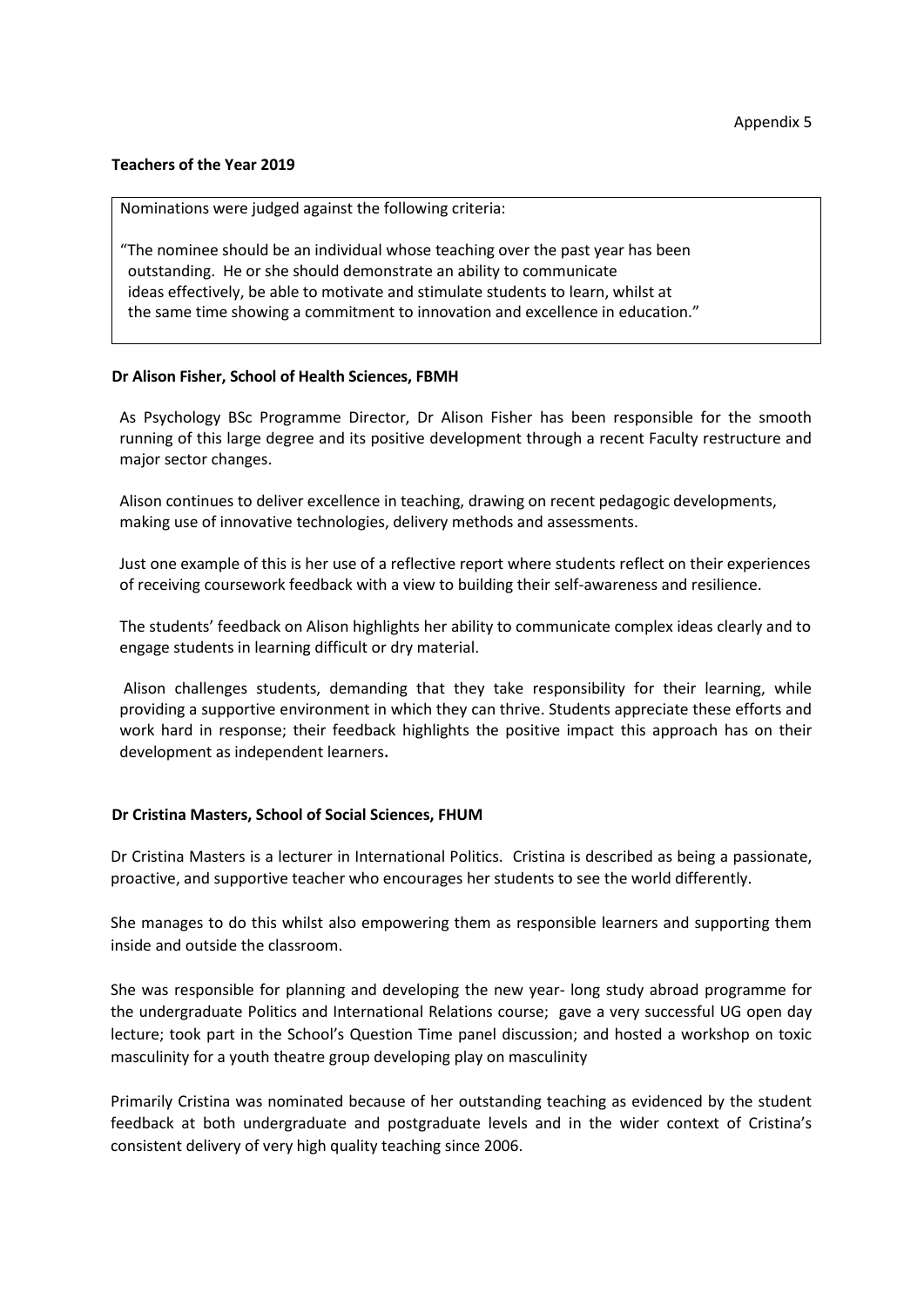Appendix 5

**Teachers of the Year 2019**

> Nominations were judged against the following criteria:
>
> "The nominee should be an individual whose teaching over the past year has been outstanding. He or she should demonstrate an ability to communicate ideas effectively, be able to motivate and stimulate students to learn, whilst at the same time showing a commitment to innovation and excellence in education."

**Dr Alison Fisher, School of Health Sciences, FBMH**

As Psychology BSc Programme Director, Dr Alison Fisher has been responsible for the smooth running of this large degree and its positive development through a recent Faculty restructure and major sector changes.

Alison continues to deliver excellence in teaching, drawing on recent pedagogic developments, making use of innovative technologies, delivery methods and assessments.

Just one example of this is her use of a reflective report where students reflect on their experiences of receiving coursework feedback with a view to building their self-awareness and resilience.

The students' feedback on Alison highlights her ability to communicate complex ideas clearly and to engage students in learning difficult or dry material.

Alison challenges students, demanding that they take responsibility for their learning, while providing a supportive environment in which they can thrive. Students appreciate these efforts and work hard in response; their feedback highlights the positive impact this approach has on their development as independent learners**.**

**Dr Cristina Masters, School of Social Sciences, FHUM**

Dr Cristina Masters is a lecturer in International Politics. Cristina is described as being a passionate, proactive, and supportive teacher who encourages her students to see the world differently.

She manages to do this whilst also empowering them as responsible learners and supporting them inside and outside the classroom.

She was responsible for planning and developing the new year- long study abroad programme for the undergraduate Politics and International Relations course; gave a very successful UG open day lecture; took part in the School's Question Time panel discussion; and hosted a workshop on toxic masculinity for a youth theatre group developing play on masculinity

Primarily Cristina was nominated because of her outstanding teaching as evidenced by the student feedback at both undergraduate and postgraduate levels and in the wider context of Cristina's consistent delivery of very high quality teaching since 2006.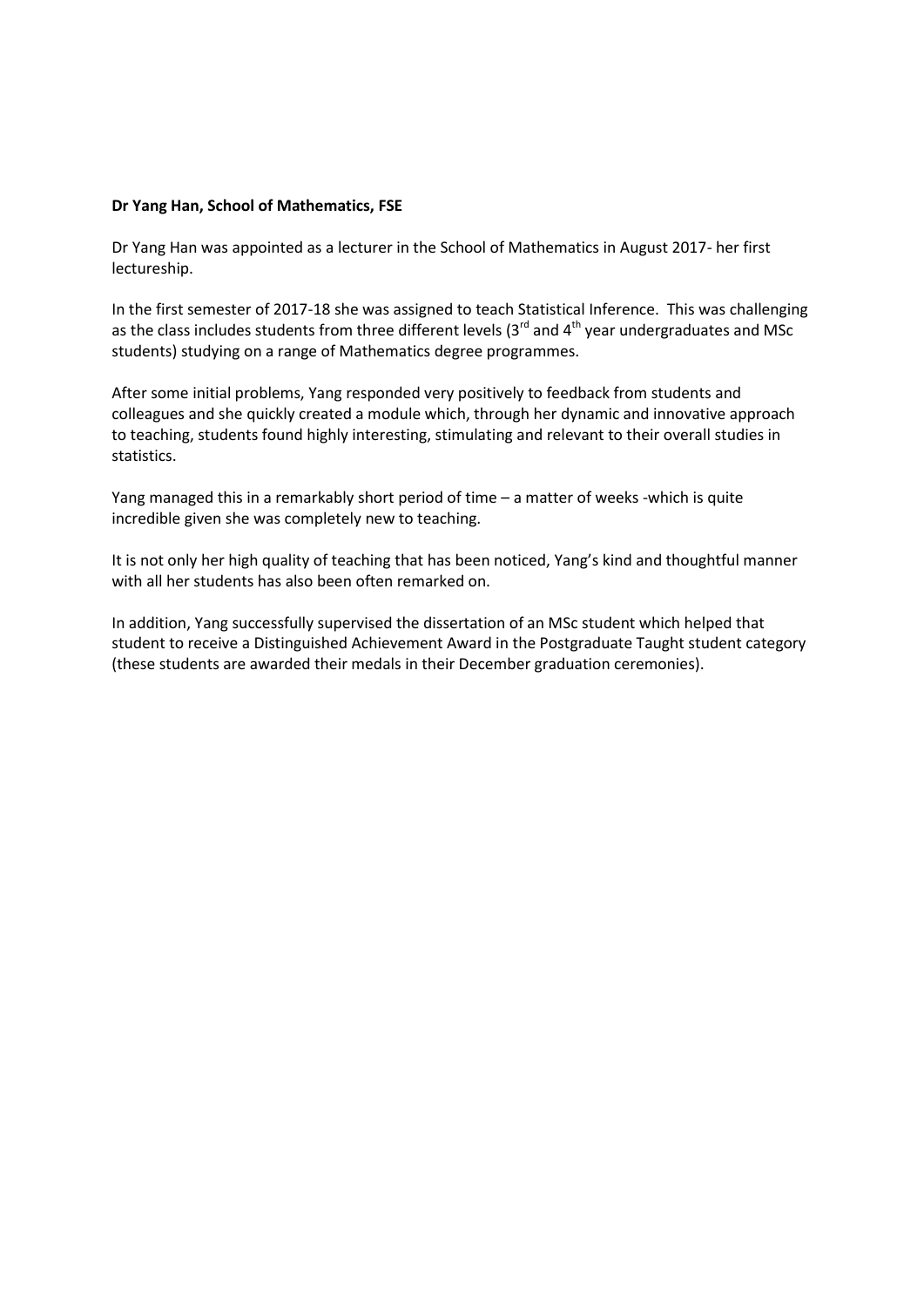**Dr Yang Han, School of Mathematics, FSE**

Dr Yang Han was appointed as a lecturer in the School of Mathematics in August 2017- her first lectureship.

In the first semester of 2017-18 she was assigned to teach Statistical Inference. This was challenging as the class includes students from three different levels (3rd and 4th year undergraduates and MSc students) studying on a range of Mathematics degree programmes.

After some initial problems, Yang responded very positively to feedback from students and colleagues and she quickly created a module which, through her dynamic and innovative approach to teaching, students found highly interesting, stimulating and relevant to their overall studies in statistics.

Yang managed this in a remarkably short period of time – a matter of weeks -which is quite incredible given she was completely new to teaching.

It is not only her high quality of teaching that has been noticed, Yang's kind and thoughtful manner with all her students has also been often remarked on.

In addition, Yang successfully supervised the dissertation of an MSc student which helped that student to receive a Distinguished Achievement Award in the Postgraduate Taught student category (these students are awarded their medals in their December graduation ceremonies).